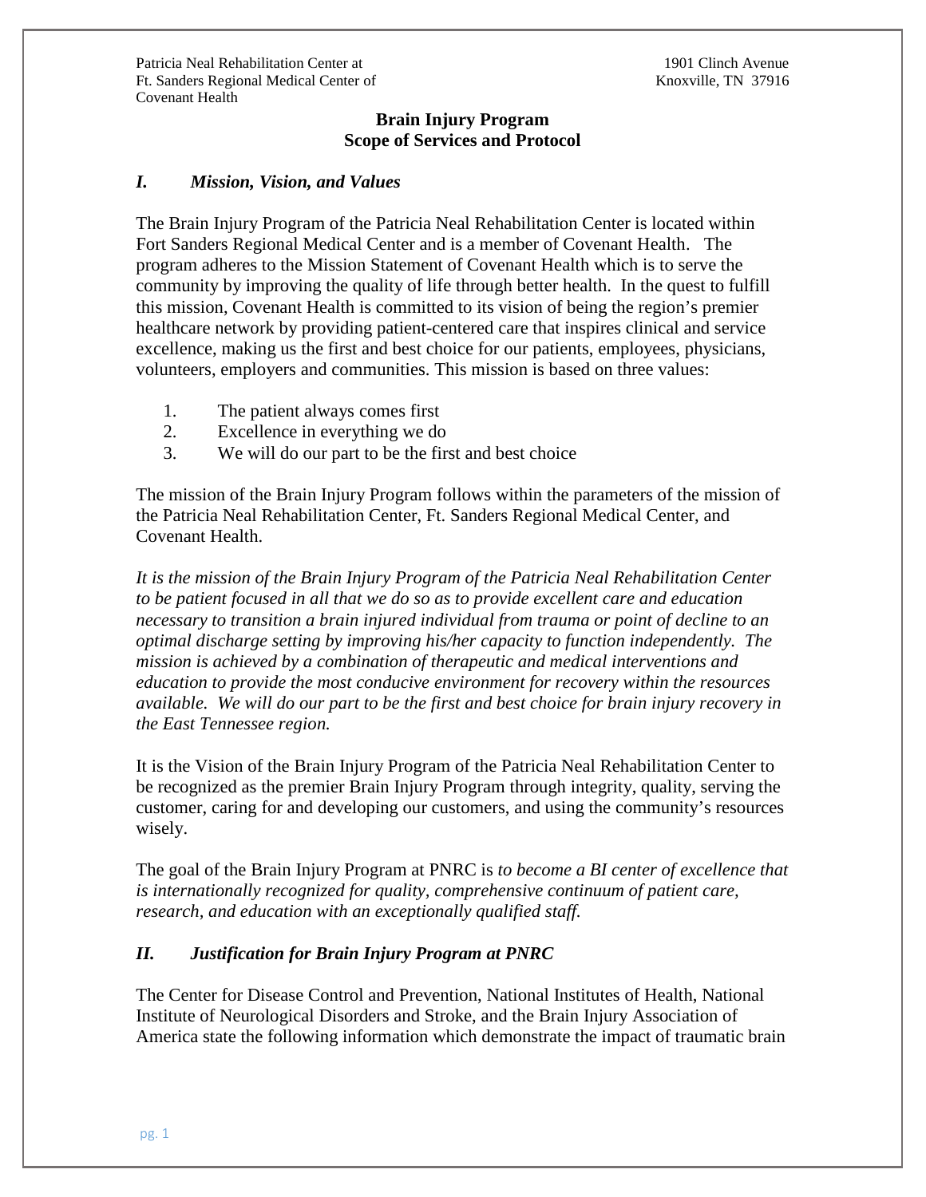Patricia Neal Rehabilitation Center at
Ft. Sanders Regional Medical Center of
Covenant Health

1901 Clinch Avenue
Knoxville, TN 37916

**Brain Injury Program**
**Scope of Services and Protocol**

## *I. Mission, Vision, and Values*

The Brain Injury Program of the Patricia Neal Rehabilitation Center is located within Fort Sanders Regional Medical Center and is a member of Covenant Health. The program adheres to the Mission Statement of Covenant Health which is to serve the community by improving the quality of life through better health. In the quest to fulfill this mission, Covenant Health is committed to its vision of being the region's premier healthcare network by providing patient-centered care that inspires clinical and service excellence, making us the first and best choice for our patients, employees, physicians, volunteers, employers and communities. This mission is based on three values:

1. The patient always comes first
2. Excellence in everything we do
3. We will do our part to be the first and best choice

The mission of the Brain Injury Program follows within the parameters of the mission of the Patricia Neal Rehabilitation Center, Ft. Sanders Regional Medical Center, and Covenant Health.

*It is the mission of the Brain Injury Program of the Patricia Neal Rehabilitation Center to be patient focused in all that we do so as to provide excellent care and education necessary to transition a brain injured individual from trauma or point of decline to an optimal discharge setting by improving his/her capacity to function independently. The mission is achieved by a combination of therapeutic and medical interventions and education to provide the most conducive environment for recovery within the resources available. We will do our part to be the first and best choice for brain injury recovery in the East Tennessee region.*

It is the Vision of the Brain Injury Program of the Patricia Neal Rehabilitation Center to be recognized as the premier Brain Injury Program through integrity, quality, serving the customer, caring for and developing our customers, and using the community's resources wisely.

The goal of the Brain Injury Program at PNRC is *to become a BI center of excellence that is internationally recognized for quality, comprehensive continuum of patient care, research, and education with an exceptionally qualified staff.*

## *II. Justification for Brain Injury Program at PNRC*

The Center for Disease Control and Prevention, National Institutes of Health, National Institute of Neurological Disorders and Stroke, and the Brain Injury Association of America state the following information which demonstrate the impact of traumatic brain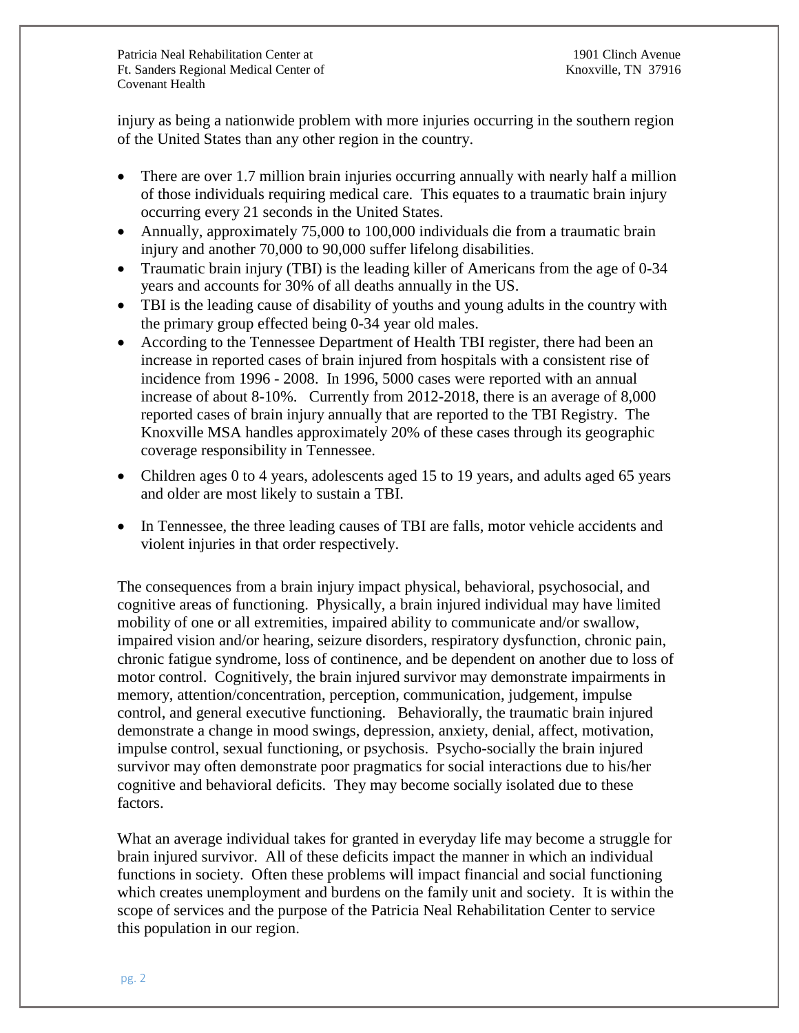injury as being a nationwide problem with more injuries occurring in the southern region of the United States than any other region in the country.

- There are over 1.7 million brain injuries occurring annually with nearly half a million of those individuals requiring medical care. This equates to a traumatic brain injury occurring every 21 seconds in the United States.
- Annually, approximately 75,000 to 100,000 individuals die from a traumatic brain injury and another 70,000 to 90,000 suffer lifelong disabilities.
- Traumatic brain injury (TBI) is the leading killer of Americans from the age of 0-34 years and accounts for 30% of all deaths annually in the US.
- TBI is the leading cause of disability of youths and young adults in the country with the primary group effected being 0-34 year old males.
- According to the Tennessee Department of Health TBI register, there had been an increase in reported cases of brain injured from hospitals with a consistent rise of incidence from 1996 - 2008. In 1996, 5000 cases were reported with an annual increase of about 8-10%. Currently from 2012-2018, there is an average of 8,000 reported cases of brain injury annually that are reported to the TBI Registry. The Knoxville MSA handles approximately 20% of these cases through its geographic coverage responsibility in Tennessee.
- Children ages 0 to 4 years, adolescents aged 15 to 19 years, and adults aged 65 years and older are most likely to sustain a TBI.
- In Tennessee, the three leading causes of TBI are falls, motor vehicle accidents and violent injuries in that order respectively.

The consequences from a brain injury impact physical, behavioral, psychosocial, and cognitive areas of functioning. Physically, a brain injured individual may have limited mobility of one or all extremities, impaired ability to communicate and/or swallow, impaired vision and/or hearing, seizure disorders, respiratory dysfunction, chronic pain, chronic fatigue syndrome, loss of continence, and be dependent on another due to loss of motor control. Cognitively, the brain injured survivor may demonstrate impairments in memory, attention/concentration, perception, communication, judgement, impulse control, and general executive functioning. Behaviorally, the traumatic brain injured demonstrate a change in mood swings, depression, anxiety, denial, affect, motivation, impulse control, sexual functioning, or psychosis. Psycho-socially the brain injured survivor may often demonstrate poor pragmatics for social interactions due to his/her cognitive and behavioral deficits. They may become socially isolated due to these factors.

What an average individual takes for granted in everyday life may become a struggle for brain injured survivor. All of these deficits impact the manner in which an individual functions in society. Often these problems will impact financial and social functioning which creates unemployment and burdens on the family unit and society. It is within the scope of services and the purpose of the Patricia Neal Rehabilitation Center to service this population in our region.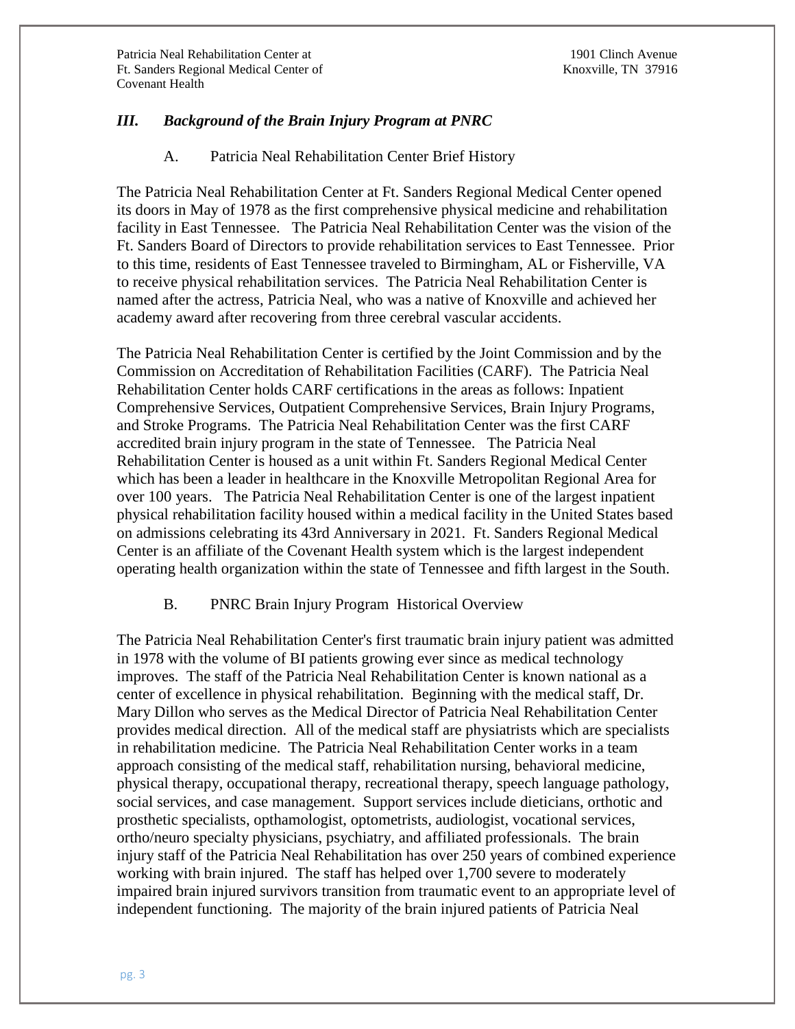## *III. Background of the Brain Injury Program at PNRC*

### A. Patricia Neal Rehabilitation Center Brief History

The Patricia Neal Rehabilitation Center at Ft. Sanders Regional Medical Center opened its doors in May of 1978 as the first comprehensive physical medicine and rehabilitation facility in East Tennessee. The Patricia Neal Rehabilitation Center was the vision of the Ft. Sanders Board of Directors to provide rehabilitation services to East Tennessee. Prior to this time, residents of East Tennessee traveled to Birmingham, AL or Fisherville, VA to receive physical rehabilitation services. The Patricia Neal Rehabilitation Center is named after the actress, Patricia Neal, who was a native of Knoxville and achieved her academy award after recovering from three cerebral vascular accidents.

The Patricia Neal Rehabilitation Center is certified by the Joint Commission and by the Commission on Accreditation of Rehabilitation Facilities (CARF). The Patricia Neal Rehabilitation Center holds CARF certifications in the areas as follows: Inpatient Comprehensive Services, Outpatient Comprehensive Services, Brain Injury Programs, and Stroke Programs. The Patricia Neal Rehabilitation Center was the first CARF accredited brain injury program in the state of Tennessee. The Patricia Neal Rehabilitation Center is housed as a unit within Ft. Sanders Regional Medical Center which has been a leader in healthcare in the Knoxville Metropolitan Regional Area for over 100 years. The Patricia Neal Rehabilitation Center is one of the largest inpatient physical rehabilitation facility housed within a medical facility in the United States based on admissions celebrating its 43rd Anniversary in 2021. Ft. Sanders Regional Medical Center is an affiliate of the Covenant Health system which is the largest independent operating health organization within the state of Tennessee and fifth largest in the South.

### B. PNRC Brain Injury Program Historical Overview

The Patricia Neal Rehabilitation Center's first traumatic brain injury patient was admitted in 1978 with the volume of BI patients growing ever since as medical technology improves. The staff of the Patricia Neal Rehabilitation Center is known national as a center of excellence in physical rehabilitation. Beginning with the medical staff, Dr. Mary Dillon who serves as the Medical Director of Patricia Neal Rehabilitation Center provides medical direction. All of the medical staff are physiatrists which are specialists in rehabilitation medicine. The Patricia Neal Rehabilitation Center works in a team approach consisting of the medical staff, rehabilitation nursing, behavioral medicine, physical therapy, occupational therapy, recreational therapy, speech language pathology, social services, and case management. Support services include dieticians, orthotic and prosthetic specialists, opthamologist, optometrists, audiologist, vocational services, ortho/neuro specialty physicians, psychiatry, and affiliated professionals. The brain injury staff of the Patricia Neal Rehabilitation has over 250 years of combined experience working with brain injured. The staff has helped over 1,700 severe to moderately impaired brain injured survivors transition from traumatic event to an appropriate level of independent functioning. The majority of the brain injured patients of Patricia Neal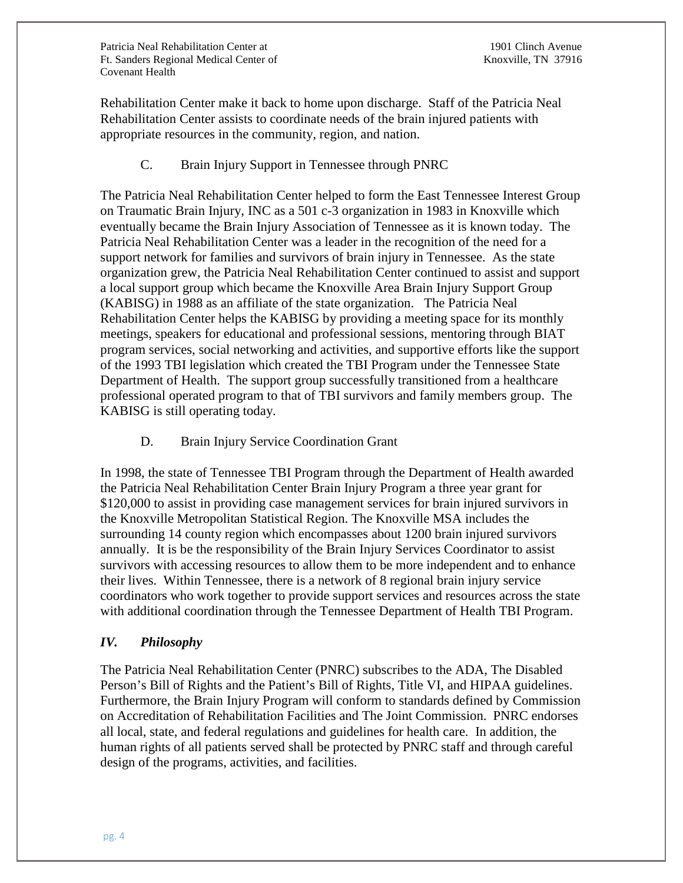Rehabilitation Center make it back to home upon discharge. Staff of the Patricia Neal Rehabilitation Center assists to coordinate needs of the brain injured patients with appropriate resources in the community, region, and nation.

### C. Brain Injury Support in Tennessee through PNRC

The Patricia Neal Rehabilitation Center helped to form the East Tennessee Interest Group on Traumatic Brain Injury, INC as a 501 c-3 organization in 1983 in Knoxville which eventually became the Brain Injury Association of Tennessee as it is known today. The Patricia Neal Rehabilitation Center was a leader in the recognition of the need for a support network for families and survivors of brain injury in Tennessee. As the state organization grew, the Patricia Neal Rehabilitation Center continued to assist and support a local support group which became the Knoxville Area Brain Injury Support Group (KABISG) in 1988 as an affiliate of the state organization. The Patricia Neal Rehabilitation Center helps the KABISG by providing a meeting space for its monthly meetings, speakers for educational and professional sessions, mentoring through BIAT program services, social networking and activities, and supportive efforts like the support of the 1993 TBI legislation which created the TBI Program under the Tennessee State Department of Health. The support group successfully transitioned from a healthcare professional operated program to that of TBI survivors and family members group. The KABISG is still operating today.

### D. Brain Injury Service Coordination Grant

In 1998, the state of Tennessee TBI Program through the Department of Health awarded the Patricia Neal Rehabilitation Center Brain Injury Program a three year grant for $120,000 to assist in providing case management services for brain injured survivors in the Knoxville Metropolitan Statistical Region. The Knoxville MSA includes the surrounding 14 county region which encompasses about 1200 brain injured survivors annually. It is be the responsibility of the Brain Injury Services Coordinator to assist survivors with accessing resources to allow them to be more independent and to enhance their lives. Within Tennessee, there is a network of 8 regional brain injury service coordinators who work together to provide support services and resources across the state with additional coordination through the Tennessee Department of Health TBI Program.

## *IV. Philosophy*

The Patricia Neal Rehabilitation Center (PNRC) subscribes to the ADA, The Disabled Person's Bill of Rights and the Patient's Bill of Rights, Title VI, and HIPAA guidelines. Furthermore, the Brain Injury Program will conform to standards defined by Commission on Accreditation of Rehabilitation Facilities and The Joint Commission. PNRC endorses all local, state, and federal regulations and guidelines for health care. In addition, the human rights of all patients served shall be protected by PNRC staff and through careful design of the programs, activities, and facilities.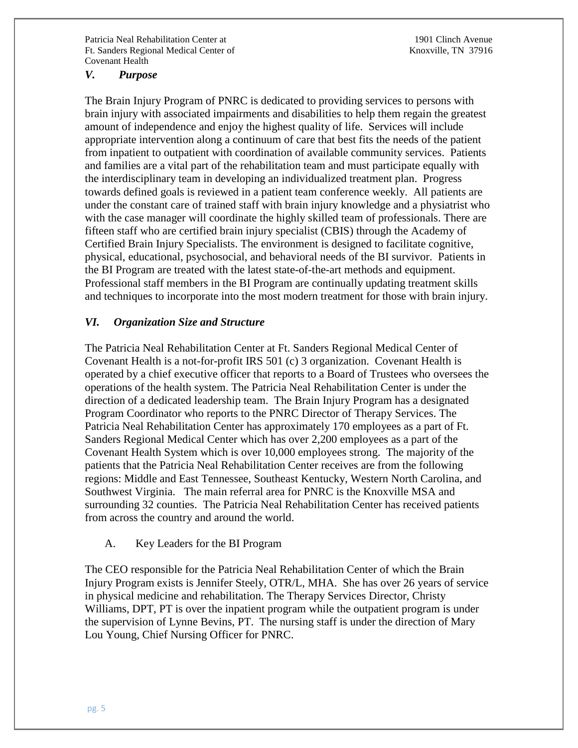## *V. Purpose*

The Brain Injury Program of PNRC is dedicated to providing services to persons with brain injury with associated impairments and disabilities to help them regain the greatest amount of independence and enjoy the highest quality of life. Services will include appropriate intervention along a continuum of care that best fits the needs of the patient from inpatient to outpatient with coordination of available community services. Patients and families are a vital part of the rehabilitation team and must participate equally with the interdisciplinary team in developing an individualized treatment plan. Progress towards defined goals is reviewed in a patient team conference weekly. All patients are under the constant care of trained staff with brain injury knowledge and a physiatrist who with the case manager will coordinate the highly skilled team of professionals. There are fifteen staff who are certified brain injury specialist (CBIS) through the Academy of Certified Brain Injury Specialists. The environment is designed to facilitate cognitive, physical, educational, psychosocial, and behavioral needs of the BI survivor. Patients in the BI Program are treated with the latest state-of-the-art methods and equipment. Professional staff members in the BI Program are continually updating treatment skills and techniques to incorporate into the most modern treatment for those with brain injury.

## *VI. Organization Size and Structure*

The Patricia Neal Rehabilitation Center at Ft. Sanders Regional Medical Center of Covenant Health is a not-for-profit IRS 501 (c) 3 organization. Covenant Health is operated by a chief executive officer that reports to a Board of Trustees who oversees the operations of the health system. The Patricia Neal Rehabilitation Center is under the direction of a dedicated leadership team. The Brain Injury Program has a designated Program Coordinator who reports to the PNRC Director of Therapy Services. The Patricia Neal Rehabilitation Center has approximately 170 employees as a part of Ft. Sanders Regional Medical Center which has over 2,200 employees as a part of the Covenant Health System which is over 10,000 employees strong. The majority of the patients that the Patricia Neal Rehabilitation Center receives are from the following regions: Middle and East Tennessee, Southeast Kentucky, Western North Carolina, and Southwest Virginia. The main referral area for PNRC is the Knoxville MSA and surrounding 32 counties. The Patricia Neal Rehabilitation Center has received patients from across the country and around the world.

### A. Key Leaders for the BI Program

The CEO responsible for the Patricia Neal Rehabilitation Center of which the Brain Injury Program exists is Jennifer Steely, OTR/L, MHA. She has over 26 years of service in physical medicine and rehabilitation. The Therapy Services Director, Christy Williams, DPT, PT is over the inpatient program while the outpatient program is under the supervision of Lynne Bevins, PT. The nursing staff is under the direction of Mary Lou Young, Chief Nursing Officer for PNRC.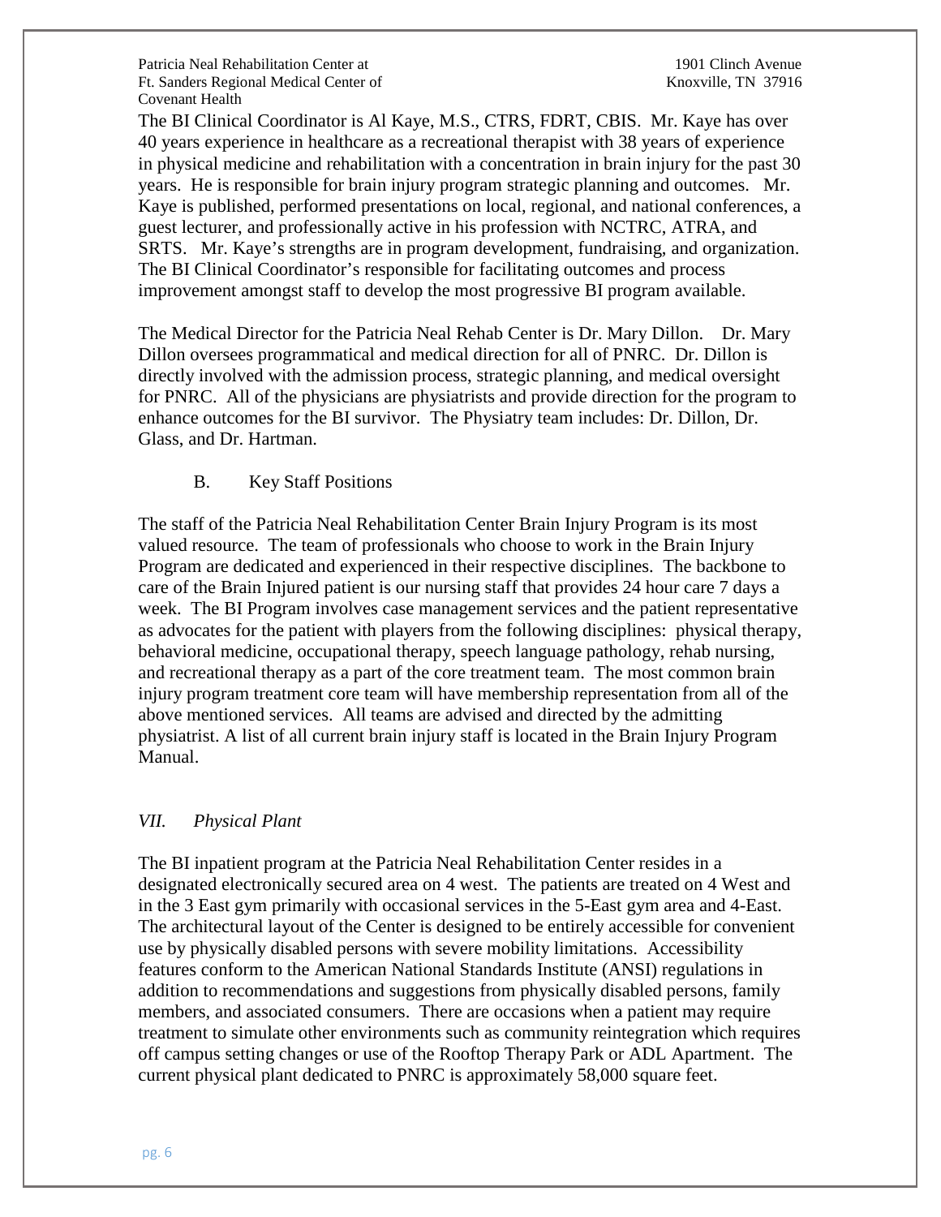The BI Clinical Coordinator is Al Kaye, M.S., CTRS, FDRT, CBIS. Mr. Kaye has over 40 years experience in healthcare as a recreational therapist with 38 years of experience in physical medicine and rehabilitation with a concentration in brain injury for the past 30 years. He is responsible for brain injury program strategic planning and outcomes. Mr. Kaye is published, performed presentations on local, regional, and national conferences, a guest lecturer, and professionally active in his profession with NCTRC, ATRA, and SRTS. Mr. Kaye's strengths are in program development, fundraising, and organization. The BI Clinical Coordinator's responsible for facilitating outcomes and process improvement amongst staff to develop the most progressive BI program available.

The Medical Director for the Patricia Neal Rehab Center is Dr. Mary Dillon. Dr. Mary Dillon oversees programmatical and medical direction for all of PNRC. Dr. Dillon is directly involved with the admission process, strategic planning, and medical oversight for PNRC. All of the physicians are physiatrists and provide direction for the program to enhance outcomes for the BI survivor. The Physiatry team includes: Dr. Dillon, Dr. Glass, and Dr. Hartman.

B. Key Staff Positions

The staff of the Patricia Neal Rehabilitation Center Brain Injury Program is its most valued resource. The team of professionals who choose to work in the Brain Injury Program are dedicated and experienced in their respective disciplines. The backbone to care of the Brain Injured patient is our nursing staff that provides 24 hour care 7 days a week. The BI Program involves case management services and the patient representative as advocates for the patient with players from the following disciplines: physical therapy, behavioral medicine, occupational therapy, speech language pathology, rehab nursing, and recreational therapy as a part of the core treatment team. The most common brain injury program treatment core team will have membership representation from all of the above mentioned services. All teams are advised and directed by the admitting physiatrist. A list of all current brain injury staff is located in the Brain Injury Program Manual.

## *VII. Physical Plant*

The BI inpatient program at the Patricia Neal Rehabilitation Center resides in a designated electronically secured area on 4 west. The patients are treated on 4 West and in the 3 East gym primarily with occasional services in the 5-East gym area and 4-East. The architectural layout of the Center is designed to be entirely accessible for convenient use by physically disabled persons with severe mobility limitations. Accessibility features conform to the American National Standards Institute (ANSI) regulations in addition to recommendations and suggestions from physically disabled persons, family members, and associated consumers. There are occasions when a patient may require treatment to simulate other environments such as community reintegration which requires off campus setting changes or use of the Rooftop Therapy Park or ADL Apartment. The current physical plant dedicated to PNRC is approximately 58,000 square feet.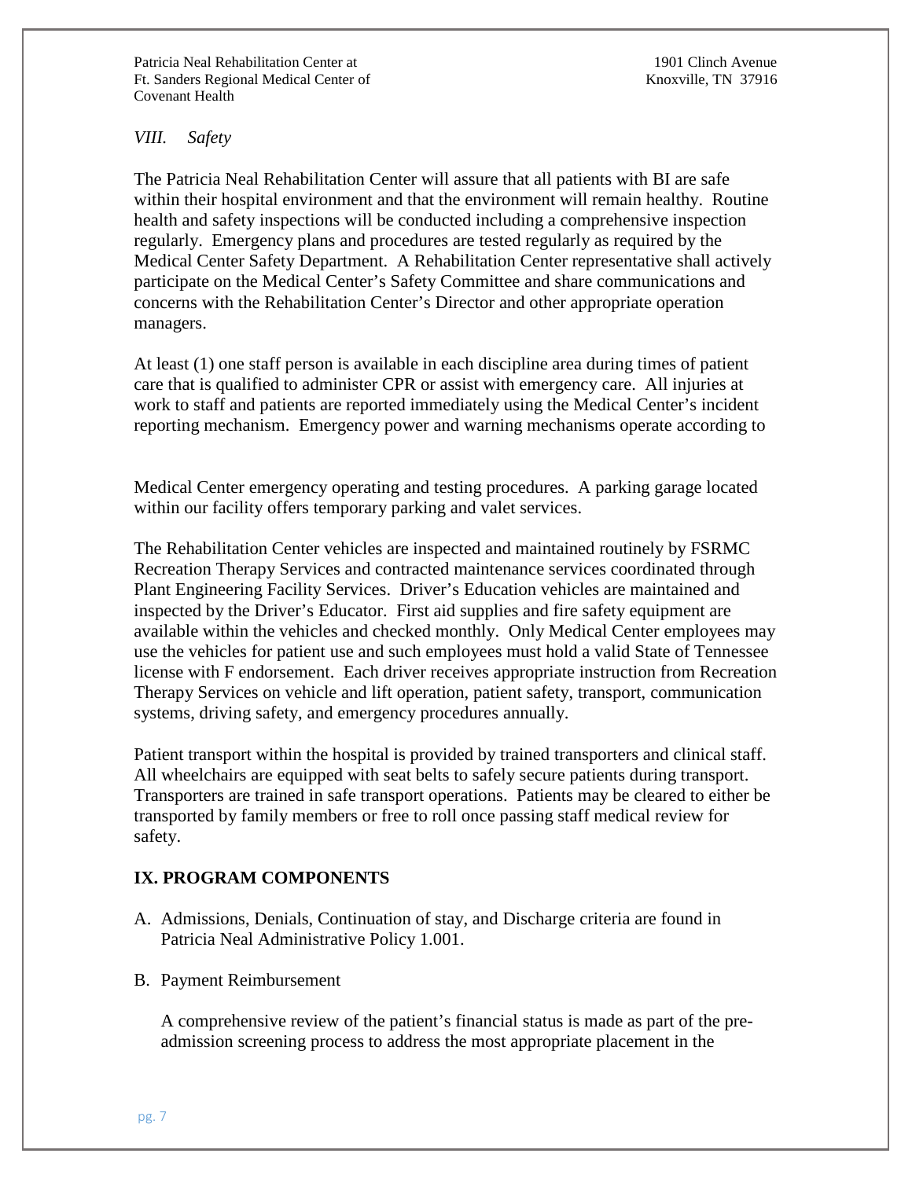*VIII. Safety*

The Patricia Neal Rehabilitation Center will assure that all patients with BI are safe within their hospital environment and that the environment will remain healthy. Routine health and safety inspections will be conducted including a comprehensive inspection regularly. Emergency plans and procedures are tested regularly as required by the Medical Center Safety Department. A Rehabilitation Center representative shall actively participate on the Medical Center's Safety Committee and share communications and concerns with the Rehabilitation Center's Director and other appropriate operation managers.

At least (1) one staff person is available in each discipline area during times of patient care that is qualified to administer CPR or assist with emergency care. All injuries at work to staff and patients are reported immediately using the Medical Center's incident reporting mechanism. Emergency power and warning mechanisms operate according to Medical Center emergency operating and testing procedures. A parking garage located within our facility offers temporary parking and valet services.

The Rehabilitation Center vehicles are inspected and maintained routinely by FSRMC Recreation Therapy Services and contracted maintenance services coordinated through Plant Engineering Facility Services. Driver's Education vehicles are maintained and inspected by the Driver's Educator. First aid supplies and fire safety equipment are available within the vehicles and checked monthly. Only Medical Center employees may use the vehicles for patient use and such employees must hold a valid State of Tennessee license with F endorsement. Each driver receives appropriate instruction from Recreation Therapy Services on vehicle and lift operation, patient safety, transport, communication systems, driving safety, and emergency procedures annually.

Patient transport within the hospital is provided by trained transporters and clinical staff. All wheelchairs are equipped with seat belts to safely secure patients during transport. Transporters are trained in safe transport operations. Patients may be cleared to either be transported by family members or free to roll once passing staff medical review for safety.

## IX. PROGRAM COMPONENTS

A. Admissions, Denials, Continuation of stay, and Discharge criteria are found in Patricia Neal Administrative Policy 1.001.

B. Payment Reimbursement

   A comprehensive review of the patient's financial status is made as part of the pre-admission screening process to address the most appropriate placement in the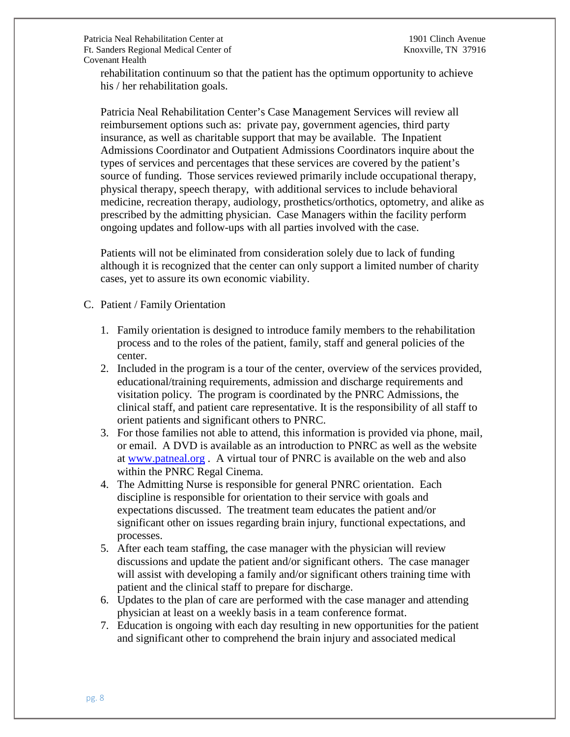rehabilitation continuum so that the patient has the optimum opportunity to achieve his / her rehabilitation goals.

Patricia Neal Rehabilitation Center's Case Management Services will review all reimbursement options such as: private pay, government agencies, third party insurance, as well as charitable support that may be available. The Inpatient Admissions Coordinator and Outpatient Admissions Coordinators inquire about the types of services and percentages that these services are covered by the patient's source of funding. Those services reviewed primarily include occupational therapy, physical therapy, speech therapy, with additional services to include behavioral medicine, recreation therapy, audiology, prosthetics/orthotics, optometry, and alike as prescribed by the admitting physician. Case Managers within the facility perform ongoing updates and follow-ups with all parties involved with the case.

Patients will not be eliminated from consideration solely due to lack of funding although it is recognized that the center can only support a limited number of charity cases, yet to assure its own economic viability.

C. Patient / Family Orientation

1. Family orientation is designed to introduce family members to the rehabilitation process and to the roles of the patient, family, staff and general policies of the center.
2. Included in the program is a tour of the center, overview of the services provided, educational/training requirements, admission and discharge requirements and visitation policy. The program is coordinated by the PNRC Admissions, the clinical staff, and patient care representative. It is the responsibility of all staff to orient patients and significant others to PNRC.
3. For those families not able to attend, this information is provided via phone, mail, or email. A DVD is available as an introduction to PNRC as well as the website at [www.patneal.org](http://www.patneal.org) . A virtual tour of PNRC is available on the web and also within the PNRC Regal Cinema.
4. The Admitting Nurse is responsible for general PNRC orientation. Each discipline is responsible for orientation to their service with goals and expectations discussed. The treatment team educates the patient and/or significant other on issues regarding brain injury, functional expectations, and processes.
5. After each team staffing, the case manager with the physician will review discussions and update the patient and/or significant others. The case manager will assist with developing a family and/or significant others training time with patient and the clinical staff to prepare for discharge.
6. Updates to the plan of care are performed with the case manager and attending physician at least on a weekly basis in a team conference format.
7. Education is ongoing with each day resulting in new opportunities for the patient and significant other to comprehend the brain injury and associated medical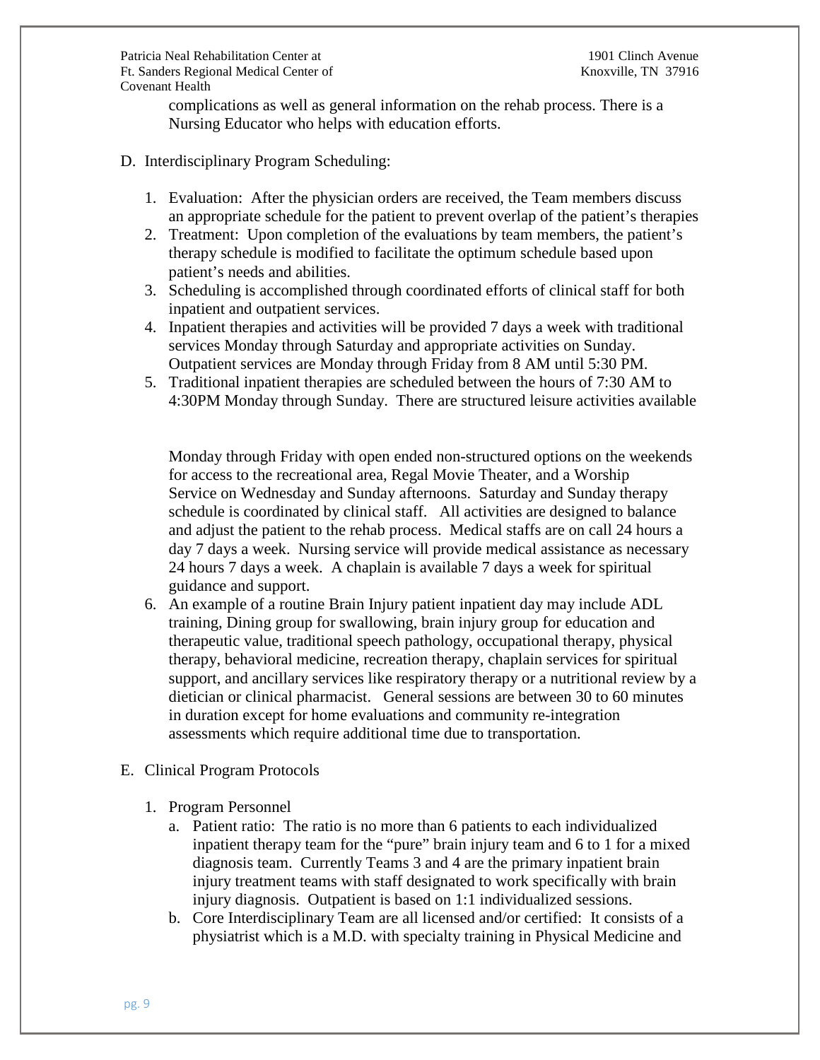complications as well as general information on the rehab process. There is a Nursing Educator who helps with education efforts.

D. Interdisciplinary Program Scheduling:

1. Evaluation: After the physician orders are received, the Team members discuss an appropriate schedule for the patient to prevent overlap of the patient's therapies
2. Treatment: Upon completion of the evaluations by team members, the patient's therapy schedule is modified to facilitate the optimum schedule based upon patient's needs and abilities.
3. Scheduling is accomplished through coordinated efforts of clinical staff for both inpatient and outpatient services.
4. Inpatient therapies and activities will be provided 7 days a week with traditional services Monday through Saturday and appropriate activities on Sunday. Outpatient services are Monday through Friday from 8 AM until 5:30 PM.
5. Traditional inpatient therapies are scheduled between the hours of 7:30 AM to 4:30PM Monday through Sunday. There are structured leisure activities available Monday through Friday with open ended non-structured options on the weekends for access to the recreational area, Regal Movie Theater, and a Worship Service on Wednesday and Sunday afternoons. Saturday and Sunday therapy schedule is coordinated by clinical staff. All activities are designed to balance and adjust the patient to the rehab process. Medical staffs are on call 24 hours a day 7 days a week. Nursing service will provide medical assistance as necessary 24 hours 7 days a week. A chaplain is available 7 days a week for spiritual guidance and support.
6. An example of a routine Brain Injury patient inpatient day may include ADL training, Dining group for swallowing, brain injury group for education and therapeutic value, traditional speech pathology, occupational therapy, physical therapy, behavioral medicine, recreation therapy, chaplain services for spiritual support, and ancillary services like respiratory therapy or a nutritional review by a dietician or clinical pharmacist. General sessions are between 30 to 60 minutes in duration except for home evaluations and community re-integration assessments which require additional time due to transportation.

E. Clinical Program Protocols

1. Program Personnel
   a. Patient ratio: The ratio is no more than 6 patients to each individualized inpatient therapy team for the "pure" brain injury team and 6 to 1 for a mixed diagnosis team. Currently Teams 3 and 4 are the primary inpatient brain injury treatment teams with staff designated to work specifically with brain injury diagnosis. Outpatient is based on 1:1 individualized sessions.
   b. Core Interdisciplinary Team are all licensed and/or certified: It consists of a physiatrist which is a M.D. with specialty training in Physical Medicine and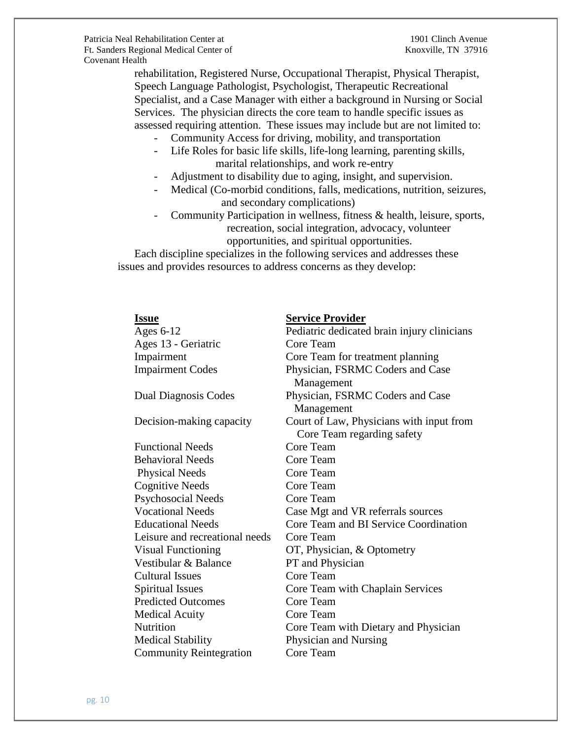rehabilitation, Registered Nurse, Occupational Therapist, Physical Therapist, Speech Language Pathologist, Psychologist, Therapeutic Recreational Specialist, and a Case Manager with either a background in Nursing or Social Services. The physician directs the core team to handle specific issues as assessed requiring attention. These issues may include but are not limited to:

- Community Access for driving, mobility, and transportation
- Life Roles for basic life skills, life-long learning, parenting skills, marital relationships, and work re-entry
- Adjustment to disability due to aging, insight, and supervision.
- Medical (Co-morbid conditions, falls, medications, nutrition, seizures, and secondary complications)
- Community Participation in wellness, fitness & health, leisure, sports, recreation, social integration, advocacy, volunteer opportunities, and spiritual opportunities.

Each discipline specializes in the following services and addresses these issues and provides resources to address concerns as they develop:

| **Issue** | **Service Provider** |
|---|---|
| Ages 6-12 | Pediatric dedicated brain injury clinicians |
| Ages 13 - Geriatric | Core Team |
| Impairment | Core Team for treatment planning |
| Impairment Codes | Physician, FSRMC Coders and Case Management |
| Dual Diagnosis Codes | Physician, FSRMC Coders and Case Management |
| Decision-making capacity | Court of Law, Physicians with input from Core Team regarding safety |
| Functional Needs | Core Team |
| Behavioral Needs | Core Team |
| Physical Needs | Core Team |
| Cognitive Needs | Core Team |
| Psychosocial Needs | Core Team |
| Vocational Needs | Case Mgt and VR referrals sources |
| Educational Needs | Core Team and BI Service Coordination |
| Leisure and recreational needs | Core Team |
| Visual Functioning | OT, Physician, & Optometry |
| Vestibular & Balance | PT and Physician |
| Cultural Issues | Core Team |
| Spiritual Issues | Core Team with Chaplain Services |
| Predicted Outcomes | Core Team |
| Medical Acuity | Core Team |
| Nutrition | Core Team with Dietary and Physician |
| Medical Stability | Physician and Nursing |
| Community Reintegration | Core Team |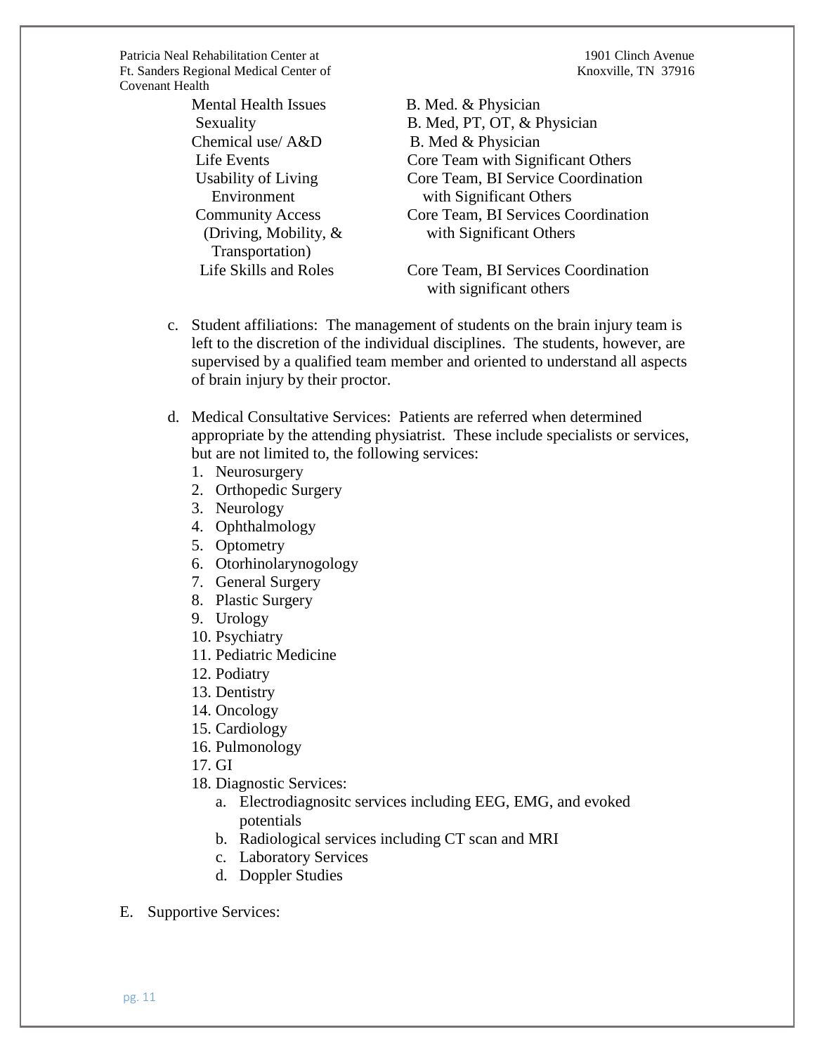| | |
|---|---|
| Mental Health Issues | B. Med. & Physician |
| Sexuality | B. Med, PT, OT, & Physician |
| Chemical use/ A&D | B. Med & Physician |
| Life Events | Core Team with Significant Others |
| Usability of Living Environment | Core Team, BI Service Coordination with Significant Others |
| Community Access (Driving, Mobility, & Transportation) | Core Team, BI Services Coordination with Significant Others |
| Life Skills and Roles | Core Team, BI Services Coordination with significant others |

c. Student affiliations: The management of students on the brain injury team is left to the discretion of the individual disciplines. The students, however, are supervised by a qualified team member and oriented to understand all aspects of brain injury by their proctor.

d. Medical Consultative Services: Patients are referred when determined appropriate by the attending physiatrist. These include specialists or services, but are not limited to, the following services:
   1. Neurosurgery
   2. Orthopedic Surgery
   3. Neurology
   4. Ophthalmology
   5. Optometry
   6. Otorhinolarynogology
   7. General Surgery
   8. Plastic Surgery
   9. Urology
   10. Psychiatry
   11. Pediatric Medicine
   12. Podiatry
   13. Dentistry
   14. Oncology
   15. Cardiology
   16. Pulmonology
   17. GI
   18. Diagnostic Services:
       a. Electrodiagnositc services including EEG, EMG, and evoked potentials
       b. Radiological services including CT scan and MRI
       c. Laboratory Services
       d. Doppler Studies

E. Supportive Services: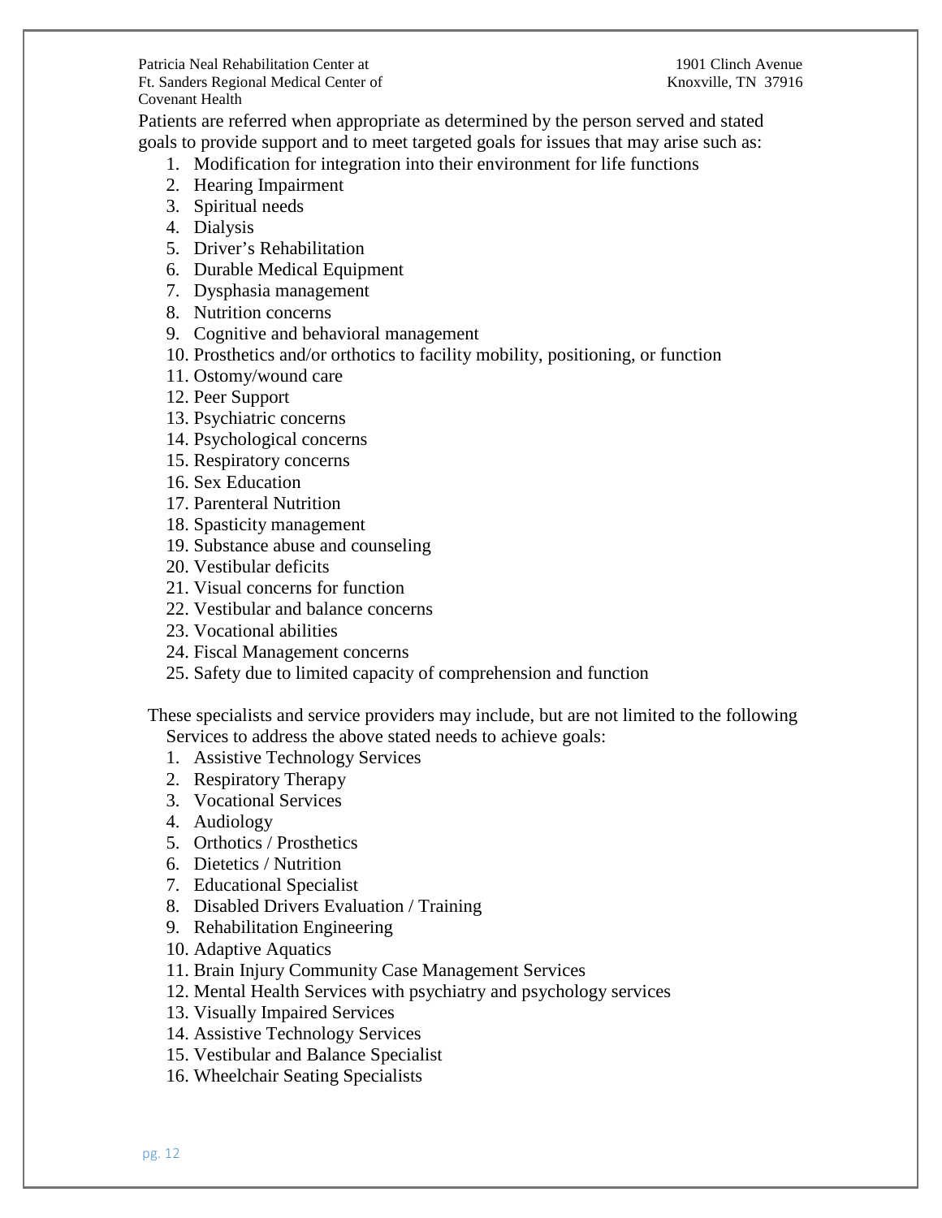Patients are referred when appropriate as determined by the person served and stated goals to provide support and to meet targeted goals for issues that may arise such as:

1. Modification for integration into their environment for life functions
2. Hearing Impairment
3. Spiritual needs
4. Dialysis
5. Driver's Rehabilitation
6. Durable Medical Equipment
7. Dysphasia management
8. Nutrition concerns
9. Cognitive and behavioral management
10. Prosthetics and/or orthotics to facility mobility, positioning, or function
11. Ostomy/wound care
12. Peer Support
13. Psychiatric concerns
14. Psychological concerns
15. Respiratory concerns
16. Sex Education
17. Parenteral Nutrition
18. Spasticity management
19. Substance abuse and counseling
20. Vestibular deficits
21. Visual concerns for function
22. Vestibular and balance concerns
23. Vocational abilities
24. Fiscal Management concerns
25. Safety due to limited capacity of comprehension and function

These specialists and service providers may include, but are not limited to the following Services to address the above stated needs to achieve goals:

1. Assistive Technology Services
2. Respiratory Therapy
3. Vocational Services
4. Audiology
5. Orthotics / Prosthetics
6. Dietetics / Nutrition
7. Educational Specialist
8. Disabled Drivers Evaluation / Training
9. Rehabilitation Engineering
10. Adaptive Aquatics
11. Brain Injury Community Case Management Services
12. Mental Health Services with psychiatry and psychology services
13. Visually Impaired Services
14. Assistive Technology Services
15. Vestibular and Balance Specialist
16. Wheelchair Seating Specialists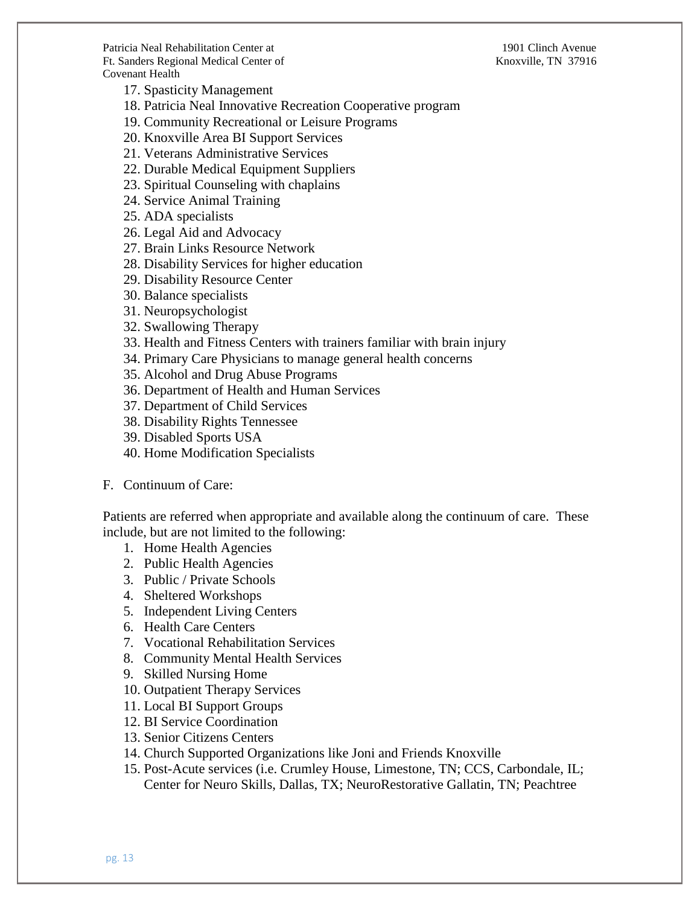17. Spasticity Management
18. Patricia Neal Innovative Recreation Cooperative program
19. Community Recreational or Leisure Programs
20. Knoxville Area BI Support Services
21. Veterans Administrative Services
22. Durable Medical Equipment Suppliers
23. Spiritual Counseling with chaplains
24. Service Animal Training
25. ADA specialists
26. Legal Aid and Advocacy
27. Brain Links Resource Network
28. Disability Services for higher education
29. Disability Resource Center
30. Balance specialists
31. Neuropsychologist
32. Swallowing Therapy
33. Health and Fitness Centers with trainers familiar with brain injury
34. Primary Care Physicians to manage general health concerns
35. Alcohol and Drug Abuse Programs
36. Department of Health and Human Services
37. Department of Child Services
38. Disability Rights Tennessee
39. Disabled Sports USA
40. Home Modification Specialists

F. Continuum of Care:

Patients are referred when appropriate and available along the continuum of care. These include, but are not limited to the following:

1. Home Health Agencies
2. Public Health Agencies
3. Public / Private Schools
4. Sheltered Workshops
5. Independent Living Centers
6. Health Care Centers
7. Vocational Rehabilitation Services
8. Community Mental Health Services
9. Skilled Nursing Home
10. Outpatient Therapy Services
11. Local BI Support Groups
12. BI Service Coordination
13. Senior Citizens Centers
14. Church Supported Organizations like Joni and Friends Knoxville
15. Post-Acute services (i.e. Crumley House, Limestone, TN; CCS, Carbondale, IL; Center for Neuro Skills, Dallas, TX; NeuroRestorative Gallatin, TN; Peachtree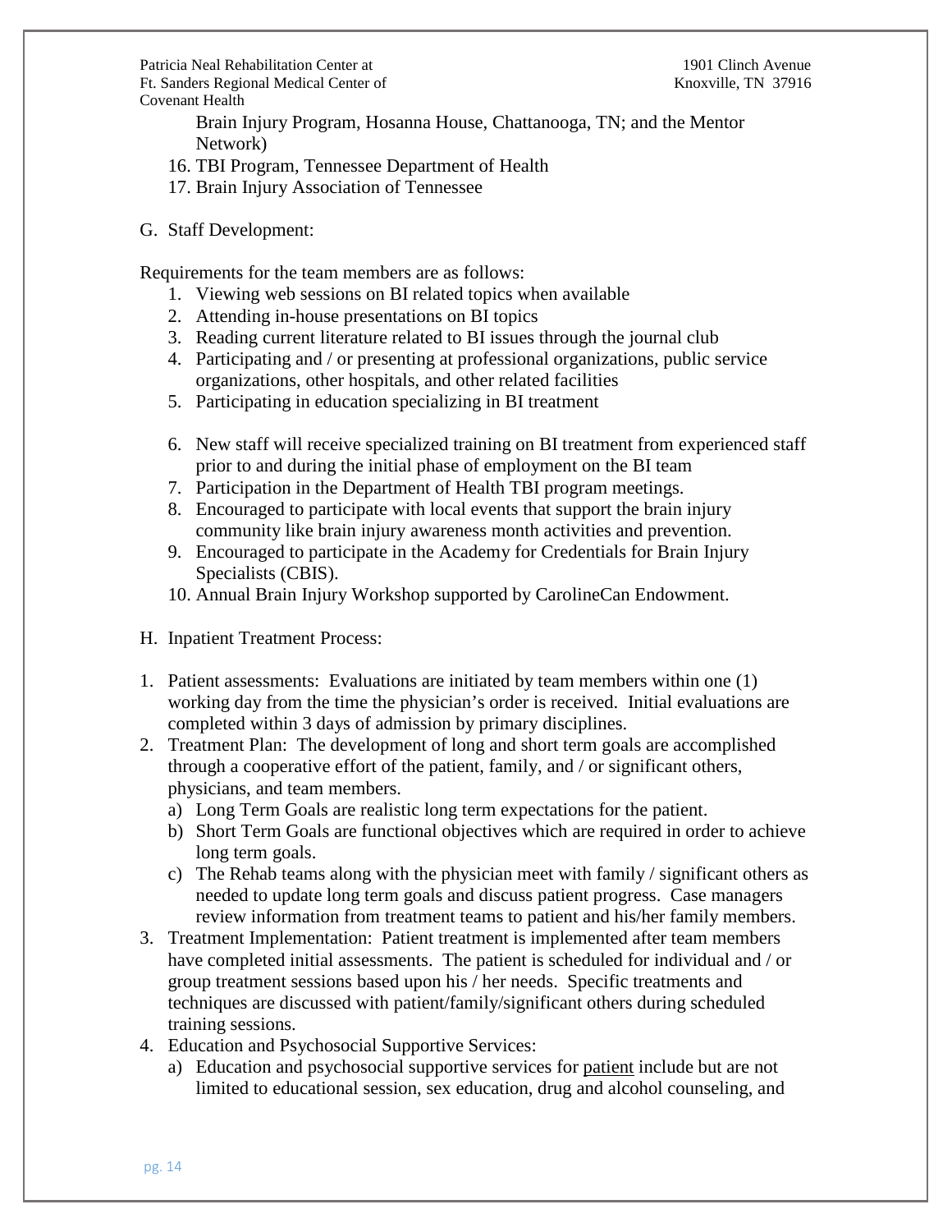Brain Injury Program, Hosanna House, Chattanooga, TN; and the Mentor Network)

16. TBI Program, Tennessee Department of Health
17. Brain Injury Association of Tennessee

G. Staff Development:

Requirements for the team members are as follows:

1. Viewing web sessions on BI related topics when available
2. Attending in-house presentations on BI topics
3. Reading current literature related to BI issues through the journal club
4. Participating and / or presenting at professional organizations, public service organizations, other hospitals, and other related facilities
5. Participating in education specializing in BI treatment
6. New staff will receive specialized training on BI treatment from experienced staff prior to and during the initial phase of employment on the BI team
7. Participation in the Department of Health TBI program meetings.
8. Encouraged to participate with local events that support the brain injury community like brain injury awareness month activities and prevention.
9. Encouraged to participate in the Academy for Credentials for Brain Injury Specialists (CBIS).
10. Annual Brain Injury Workshop supported by CarolineCan Endowment.

H. Inpatient Treatment Process:

1. Patient assessments: Evaluations are initiated by team members within one (1) working day from the time the physician's order is received. Initial evaluations are completed within 3 days of admission by primary disciplines.
2. Treatment Plan: The development of long and short term goals are accomplished through a cooperative effort of the patient, family, and / or significant others, physicians, and team members.
   a) Long Term Goals are realistic long term expectations for the patient.
   b) Short Term Goals are functional objectives which are required in order to achieve long term goals.
   c) The Rehab teams along with the physician meet with family / significant others as needed to update long term goals and discuss patient progress. Case managers review information from treatment teams to patient and his/her family members.
3. Treatment Implementation: Patient treatment is implemented after team members have completed initial assessments. The patient is scheduled for individual and / or group treatment sessions based upon his / her needs. Specific treatments and techniques are discussed with patient/family/significant others during scheduled training sessions.
4. Education and Psychosocial Supportive Services:
   a) Education and psychosocial supportive services for <u>patient</u> include but are not limited to educational session, sex education, drug and alcohol counseling, and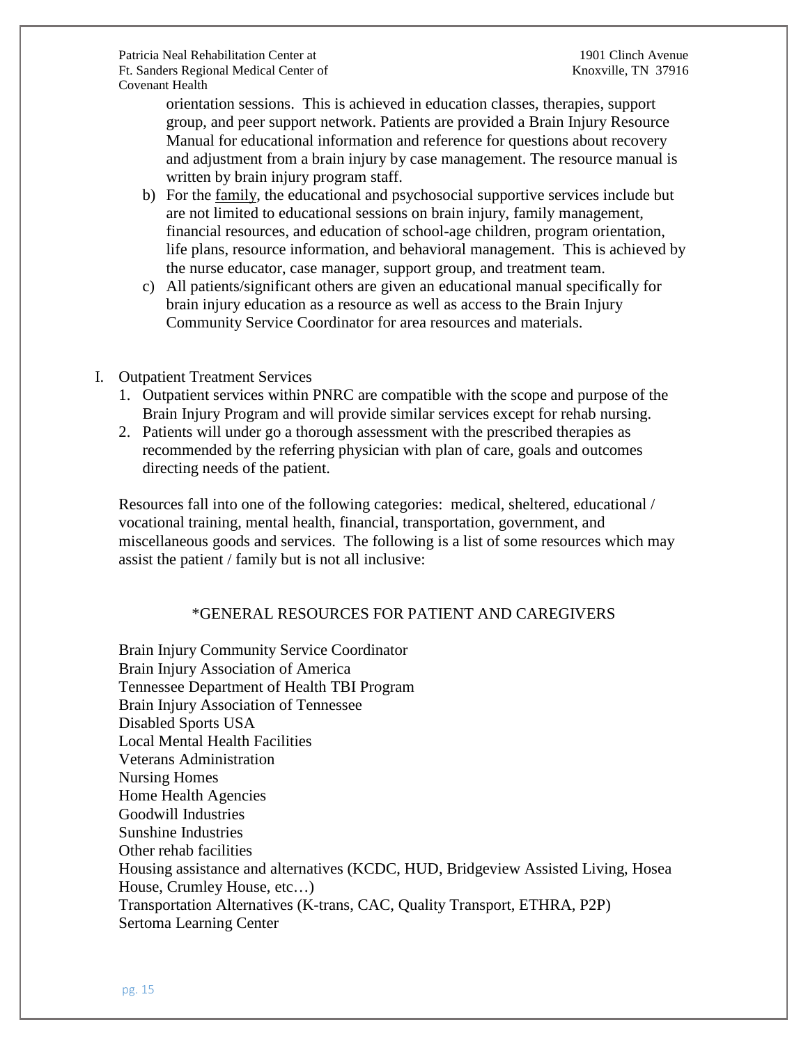orientation sessions. This is achieved in education classes, therapies, support group, and peer support network. Patients are provided a Brain Injury Resource Manual for educational information and reference for questions about recovery and adjustment from a brain injury by case management. The resource manual is written by brain injury program staff.

b) For the <u>family</u>, the educational and psychosocial supportive services include but are not limited to educational sessions on brain injury, family management, financial resources, and education of school-age children, program orientation, life plans, resource information, and behavioral management. This is achieved by the nurse educator, case manager, support group, and treatment team.

c) All patients/significant others are given an educational manual specifically for brain injury education as a resource as well as access to the Brain Injury Community Service Coordinator for area resources and materials.

I. Outpatient Treatment Services

1. Outpatient services within PNRC are compatible with the scope and purpose of the Brain Injury Program and will provide similar services except for rehab nursing.
2. Patients will under go a thorough assessment with the prescribed therapies as recommended by the referring physician with plan of care, goals and outcomes directing needs of the patient.

Resources fall into one of the following categories: medical, sheltered, educational / vocational training, mental health, financial, transportation, government, and miscellaneous goods and services. The following is a list of some resources which may assist the patient / family but is not all inclusive:

*GENERAL RESOURCES FOR PATIENT AND CAREGIVERS

Brain Injury Community Service Coordinator
Brain Injury Association of America
Tennessee Department of Health TBI Program
Brain Injury Association of Tennessee
Disabled Sports USA
Local Mental Health Facilities
Veterans Administration
Nursing Homes
Home Health Agencies
Goodwill Industries
Sunshine Industries
Other rehab facilities
Housing assistance and alternatives (KCDC, HUD, Bridgeview Assisted Living, Hosea House, Crumley House, etc…)
Transportation Alternatives (K-trans, CAC, Quality Transport, ETHRA, P2P)
Sertoma Learning Center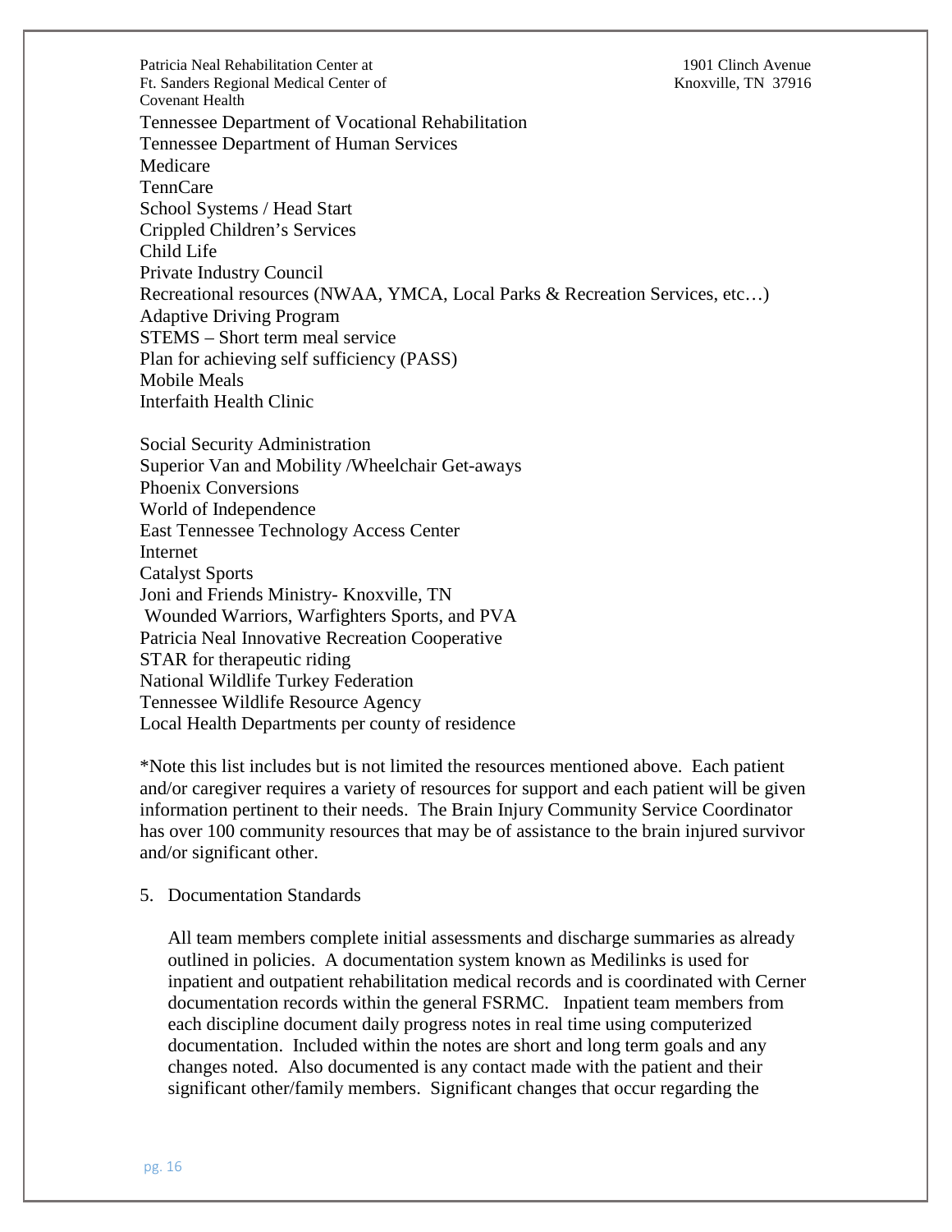Tennessee Department of Vocational Rehabilitation
Tennessee Department of Human Services
Medicare
TennCare
School Systems / Head Start
Crippled Children's Services
Child Life
Private Industry Council
Recreational resources (NWAA, YMCA, Local Parks & Recreation Services, etc…)
Adaptive Driving Program
STEMS – Short term meal service
Plan for achieving self sufficiency (PASS)
Mobile Meals
Interfaith Health Clinic

Social Security Administration
Superior Van and Mobility /Wheelchair Get-aways
Phoenix Conversions
World of Independence
East Tennessee Technology Access Center
Internet
Catalyst Sports
Joni and Friends Ministry- Knoxville, TN
Wounded Warriors, Warfighters Sports, and PVA
Patricia Neal Innovative Recreation Cooperative
STAR for therapeutic riding
National Wildlife Turkey Federation
Tennessee Wildlife Resource Agency
Local Health Departments per county of residence

*Note this list includes but is not limited the resources mentioned above. Each patient and/or caregiver requires a variety of resources for support and each patient will be given information pertinent to their needs. The Brain Injury Community Service Coordinator has over 100 community resources that may be of assistance to the brain injured survivor and/or significant other.

5. Documentation Standards

   All team members complete initial assessments and discharge summaries as already outlined in policies. A documentation system known as Medilinks is used for inpatient and outpatient rehabilitation medical records and is coordinated with Cerner documentation records within the general FSRMC. Inpatient team members from each discipline document daily progress notes in real time using computerized documentation. Included within the notes are short and long term goals and any changes noted. Also documented is any contact made with the patient and their significant other/family members. Significant changes that occur regarding the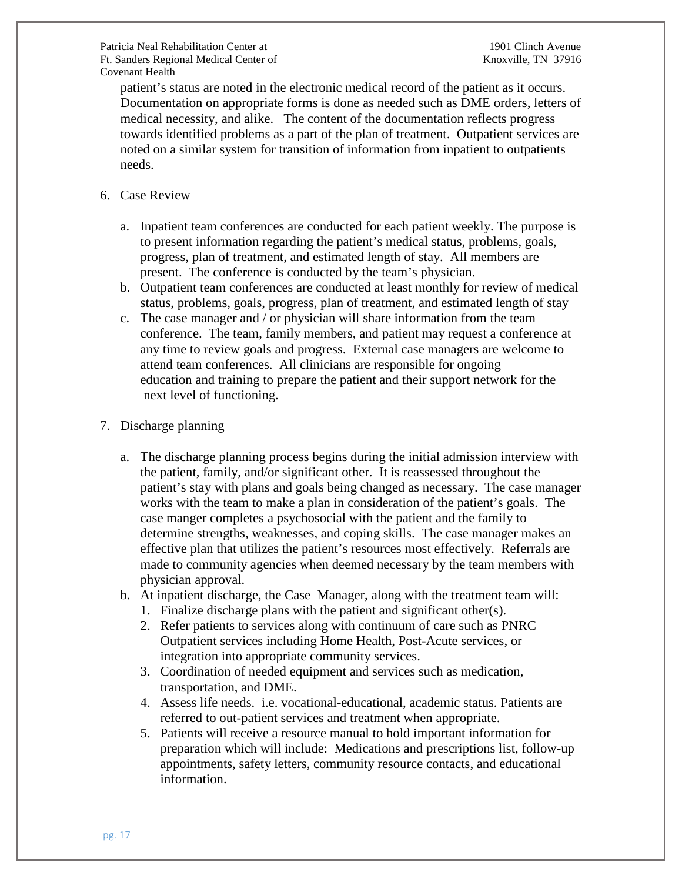patient's status are noted in the electronic medical record of the patient as it occurs. Documentation on appropriate forms is done as needed such as DME orders, letters of medical necessity, and alike. The content of the documentation reflects progress towards identified problems as a part of the plan of treatment. Outpatient services are noted on a similar system for transition of information from inpatient to outpatients needs.

6. Case Review

   a. Inpatient team conferences are conducted for each patient weekly. The purpose is to present information regarding the patient's medical status, problems, goals, progress, plan of treatment, and estimated length of stay. All members are present. The conference is conducted by the team's physician.
   b. Outpatient team conferences are conducted at least monthly for review of medical status, problems, goals, progress, plan of treatment, and estimated length of stay
   c. The case manager and / or physician will share information from the team conference. The team, family members, and patient may request a conference at any time to review goals and progress. External case managers are welcome to attend team conferences. All clinicians are responsible for ongoing education and training to prepare the patient and their support network for the next level of functioning.

7. Discharge planning

   a. The discharge planning process begins during the initial admission interview with the patient, family, and/or significant other. It is reassessed throughout the patient's stay with plans and goals being changed as necessary. The case manager works with the team to make a plan in consideration of the patient's goals. The case manger completes a psychosocial with the patient and the family to determine strengths, weaknesses, and coping skills. The case manager makes an effective plan that utilizes the patient's resources most effectively. Referrals are made to community agencies when deemed necessary by the team members with physician approval.
   b. At inpatient discharge, the Case Manager, along with the treatment team will:
      1. Finalize discharge plans with the patient and significant other(s).
      2. Refer patients to services along with continuum of care such as PNRC Outpatient services including Home Health, Post-Acute services, or integration into appropriate community services.
      3. Coordination of needed equipment and services such as medication, transportation, and DME.
      4. Assess life needs. i.e. vocational-educational, academic status. Patients are referred to out-patient services and treatment when appropriate.
      5. Patients will receive a resource manual to hold important information for preparation which will include: Medications and prescriptions list, follow-up appointments, safety letters, community resource contacts, and educational information.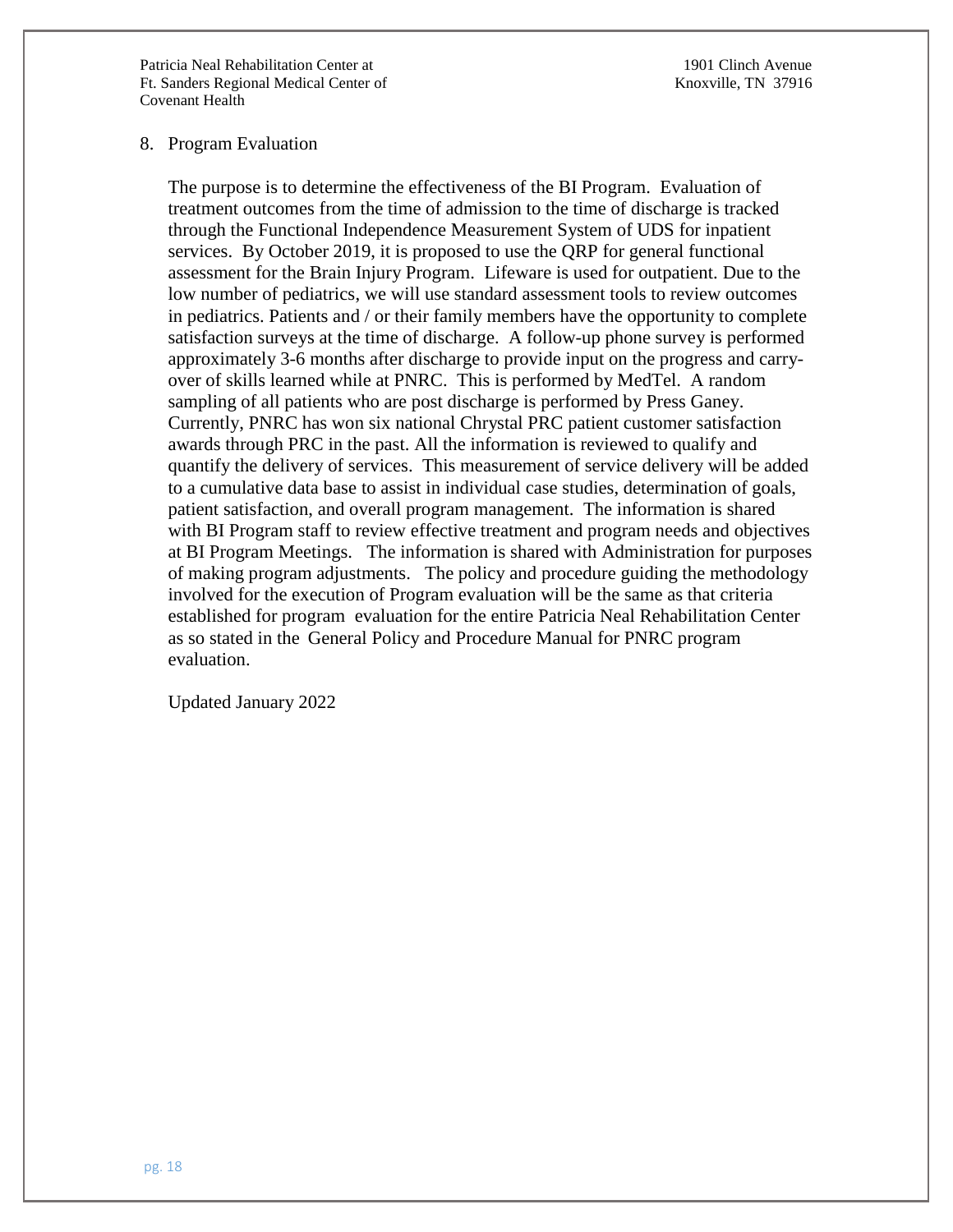8. Program Evaluation

The purpose is to determine the effectiveness of the BI Program. Evaluation of treatment outcomes from the time of admission to the time of discharge is tracked through the Functional Independence Measurement System of UDS for inpatient services. By October 2019, it is proposed to use the QRP for general functional assessment for the Brain Injury Program. Lifeware is used for outpatient. Due to the low number of pediatrics, we will use standard assessment tools to review outcomes in pediatrics. Patients and / or their family members have the opportunity to complete satisfaction surveys at the time of discharge. A follow-up phone survey is performed approximately 3-6 months after discharge to provide input on the progress and carry-over of skills learned while at PNRC. This is performed by MedTel. A random sampling of all patients who are post discharge is performed by Press Ganey. Currently, PNRC has won six national Chrystal PRC patient customer satisfaction awards through PRC in the past. All the information is reviewed to qualify and quantify the delivery of services. This measurement of service delivery will be added to a cumulative data base to assist in individual case studies, determination of goals, patient satisfaction, and overall program management. The information is shared with BI Program staff to review effective treatment and program needs and objectives at BI Program Meetings. The information is shared with Administration for purposes of making program adjustments. The policy and procedure guiding the methodology involved for the execution of Program evaluation will be the same as that criteria established for program evaluation for the entire Patricia Neal Rehabilitation Center as so stated in the General Policy and Procedure Manual for PNRC program evaluation.

Updated January 2022